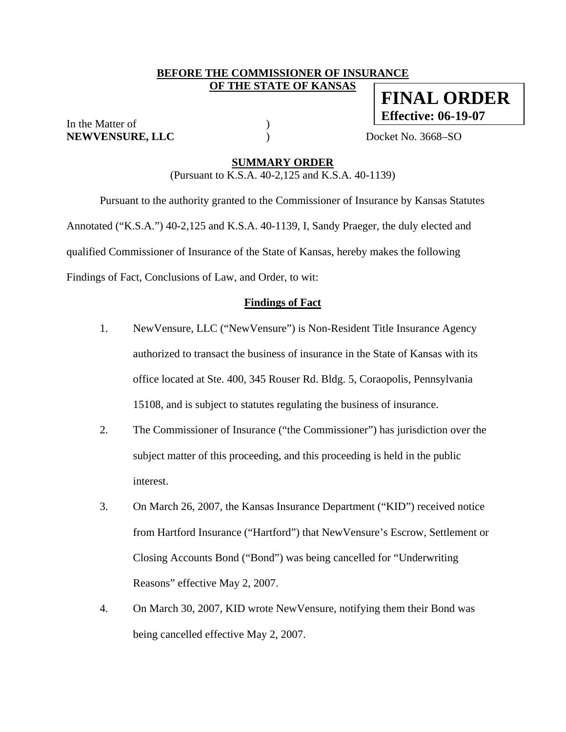**BEFORE THE COMMISSIONER OF INSURANCE**
**OF THE STATE OF KANSAS**

**FINAL ORDER**
**Effective: 06-19-07**

In the Matter of )
**NEWVENSURE, LLC** ) Docket No. 3668–SO

## SUMMARY ORDER

(Pursuant to K.S.A. 40-2,125 and K.S.A. 40-1139)

Pursuant to the authority granted to the Commissioner of Insurance by Kansas Statutes Annotated ("K.S.A.") 40-2,125 and K.S.A. 40-1139, I, Sandy Praeger, the duly elected and qualified Commissioner of Insurance of the State of Kansas, hereby makes the following Findings of Fact, Conclusions of Law, and Order, to wit:

### Findings of Fact

1. NewVensure, LLC ("NewVensure") is Non-Resident Title Insurance Agency authorized to transact the business of insurance in the State of Kansas with its office located at Ste. 400, 345 Rouser Rd. Bldg. 5, Coraopolis, Pennsylvania 15108, and is subject to statutes regulating the business of insurance.

2. The Commissioner of Insurance ("the Commissioner") has jurisdiction over the subject matter of this proceeding, and this proceeding is held in the public interest.

3. On March 26, 2007, the Kansas Insurance Department ("KID") received notice from Hartford Insurance ("Hartford") that NewVensure's Escrow, Settlement or Closing Accounts Bond ("Bond") was being cancelled for "Underwriting Reasons" effective May 2, 2007.

4. On March 30, 2007, KID wrote NewVensure, notifying them their Bond was being cancelled effective May 2, 2007.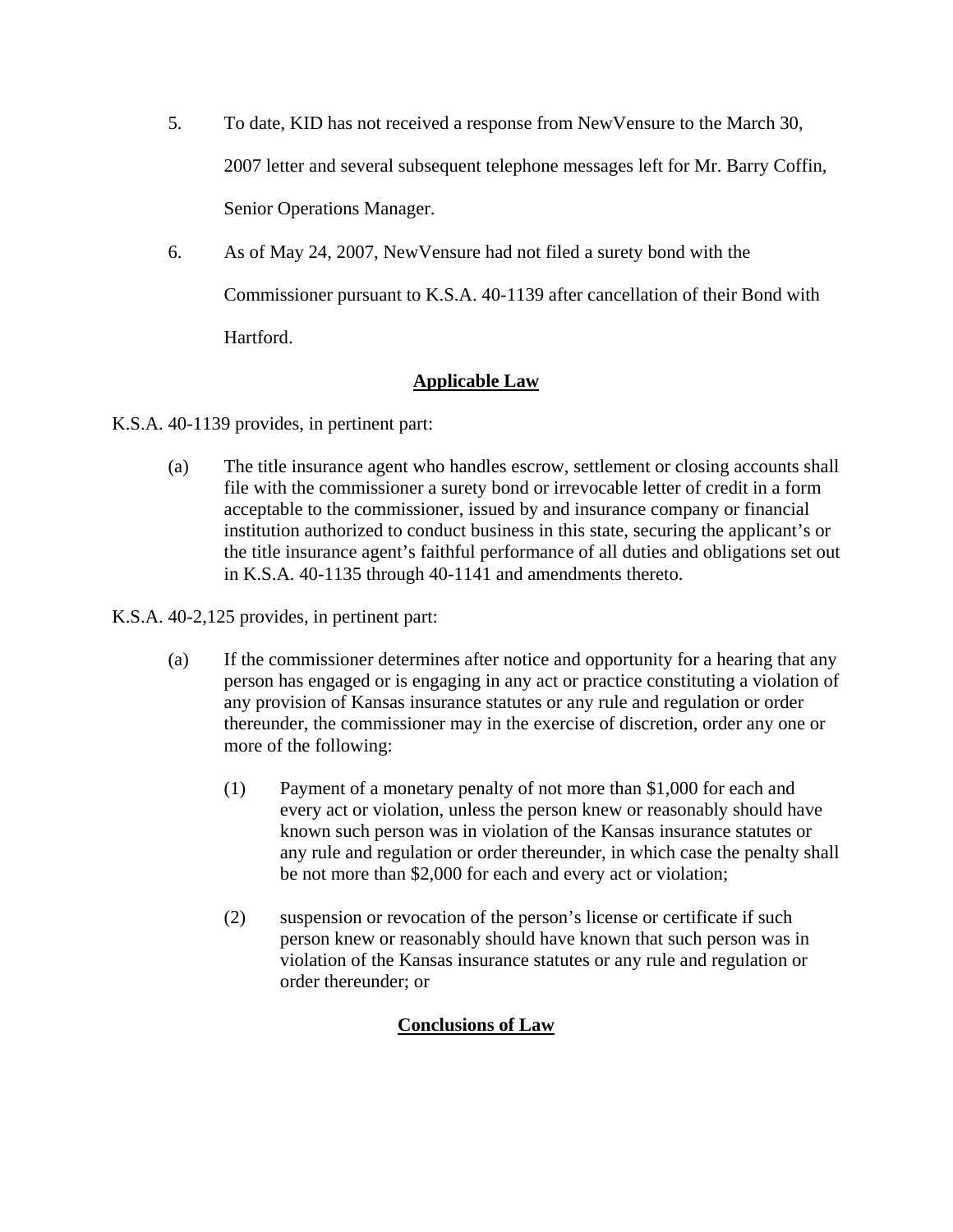5. To date, KID has not received a response from NewVensure to the March 30, 2007 letter and several subsequent telephone messages left for Mr. Barry Coffin, Senior Operations Manager.

6. As of May 24, 2007, NewVensure had not filed a surety bond with the Commissioner pursuant to K.S.A. 40-1139 after cancellation of their Bond with Hartford.

## Applicable Law

K.S.A. 40-1139 provides, in pertinent part:

> (a) The title insurance agent who handles escrow, settlement or closing accounts shall file with the commissioner a surety bond or irrevocable letter of credit in a form acceptable to the commissioner, issued by and insurance company or financial institution authorized to conduct business in this state, securing the applicant's or the title insurance agent's faithful performance of all duties and obligations set out in K.S.A. 40-1135 through 40-1141 and amendments thereto.

K.S.A. 40-2,125 provides, in pertinent part:

> (a) If the commissioner determines after notice and opportunity for a hearing that any person has engaged or is engaging in any act or practice constituting a violation of any provision of Kansas insurance statutes or any rule and regulation or order thereunder, the commissioner may in the exercise of discretion, order any one or more of the following:
>
> > (1) Payment of a monetary penalty of not more than $1,000 for each and every act or violation, unless the person knew or reasonably should have known such person was in violation of the Kansas insurance statutes or any rule and regulation or order thereunder, in which case the penalty shall be not more than $2,000 for each and every act or violation;
> >
> > (2) suspension or revocation of the person's license or certificate if such person knew or reasonably should have known that such person was in violation of the Kansas insurance statutes or any rule and regulation or order thereunder; or

## Conclusions of Law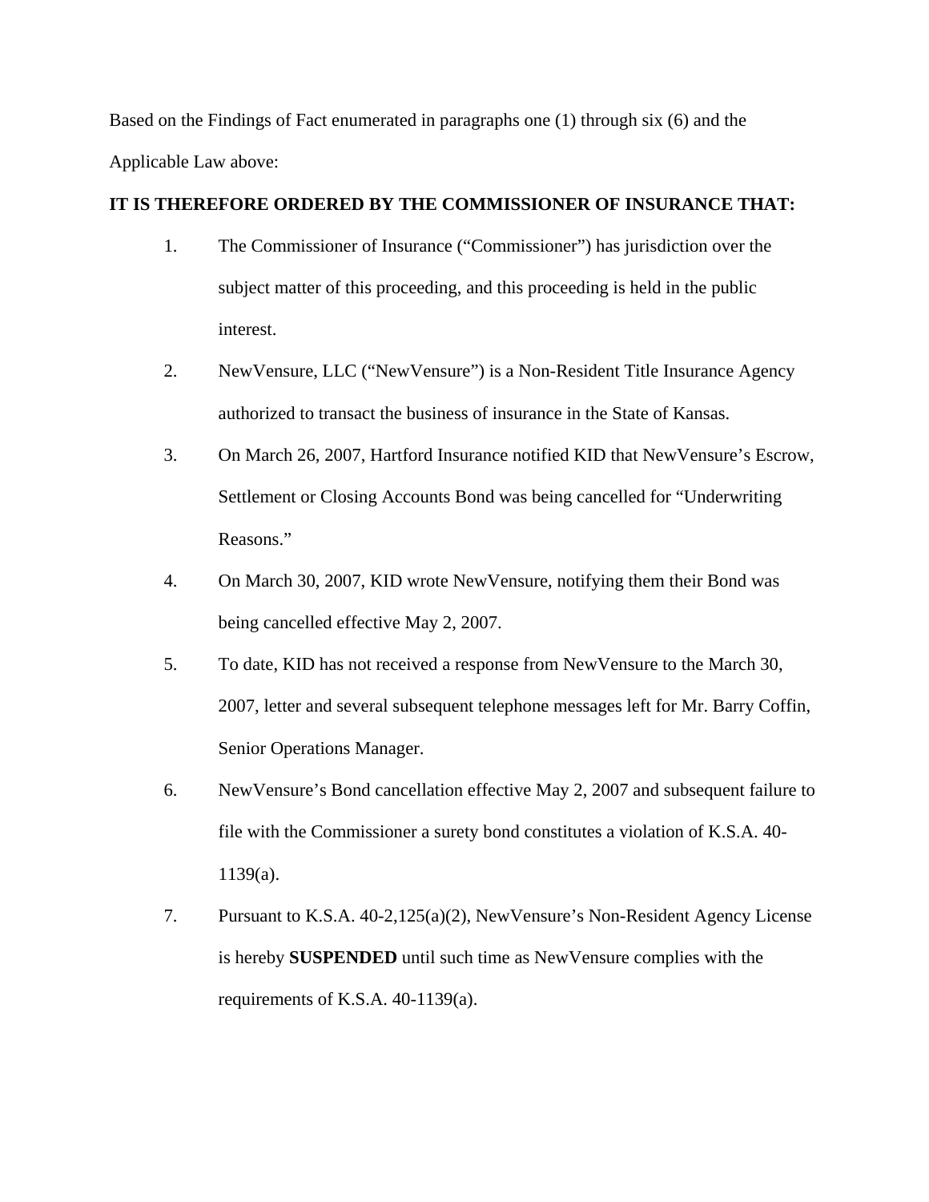Based on the Findings of Fact enumerated in paragraphs one (1) through six (6) and the Applicable Law above:

**IT IS THEREFORE ORDERED BY THE COMMISSIONER OF INSURANCE THAT:**

1. The Commissioner of Insurance ("Commissioner") has jurisdiction over the subject matter of this proceeding, and this proceeding is held in the public interest.

2. NewVensure, LLC ("NewVensure") is a Non-Resident Title Insurance Agency authorized to transact the business of insurance in the State of Kansas.

3. On March 26, 2007, Hartford Insurance notified KID that NewVensure's Escrow, Settlement or Closing Accounts Bond was being cancelled for "Underwriting Reasons."

4. On March 30, 2007, KID wrote NewVensure, notifying them their Bond was being cancelled effective May 2, 2007.

5. To date, KID has not received a response from NewVensure to the March 30, 2007, letter and several subsequent telephone messages left for Mr. Barry Coffin, Senior Operations Manager.

6. NewVensure's Bond cancellation effective May 2, 2007 and subsequent failure to file with the Commissioner a surety bond constitutes a violation of K.S.A. 40-1139(a).

7. Pursuant to K.S.A. 40-2,125(a)(2), NewVensure's Non-Resident Agency License is hereby **SUSPENDED** until such time as NewVensure complies with the requirements of K.S.A. 40-1139(a).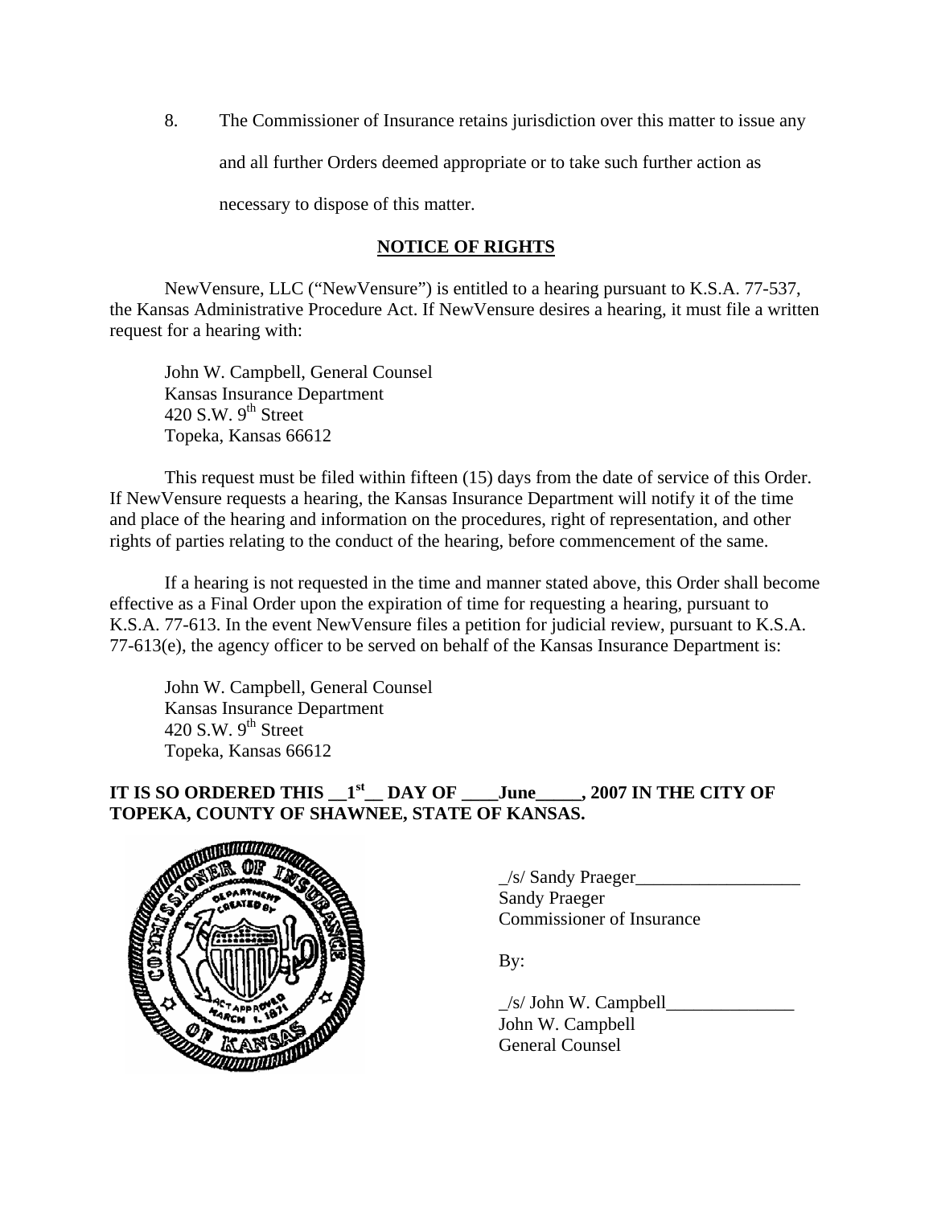8. The Commissioner of Insurance retains jurisdiction over this matter to issue any and all further Orders deemed appropriate or to take such further action as necessary to dispose of this matter.

## NOTICE OF RIGHTS

NewVensure, LLC ("NewVensure") is entitled to a hearing pursuant to K.S.A. 77-537, the Kansas Administrative Procedure Act. If NewVensure desires a hearing, it must file a written request for a hearing with:

John W. Campbell, General Counsel
Kansas Insurance Department
420 S.W. 9th Street
Topeka, Kansas 66612

This request must be filed within fifteen (15) days from the date of service of this Order. If NewVensure requests a hearing, the Kansas Insurance Department will notify it of the time and place of the hearing and information on the procedures, right of representation, and other rights of parties relating to the conduct of the hearing, before commencement of the same.

If a hearing is not requested in the time and manner stated above, this Order shall become effective as a Final Order upon the expiration of time for requesting a hearing, pursuant to K.S.A. 77-613. In the event NewVensure files a petition for judicial review, pursuant to K.S.A. 77-613(e), the agency officer to be served on behalf of the Kansas Insurance Department is:

John W. Campbell, General Counsel
Kansas Insurance Department
420 S.W. 9th Street
Topeka, Kansas 66612

**IT IS SO ORDERED THIS __1st__ DAY OF ____June_____, 2007 IN THE CITY OF TOPEKA, COUNTY OF SHAWNEE, STATE OF KANSAS.**

_/s/ Sandy Praeger__________________
Sandy Praeger
Commissioner of Insurance

By:

_/s/ John W. Campbell______________
John W. Campbell
General Counsel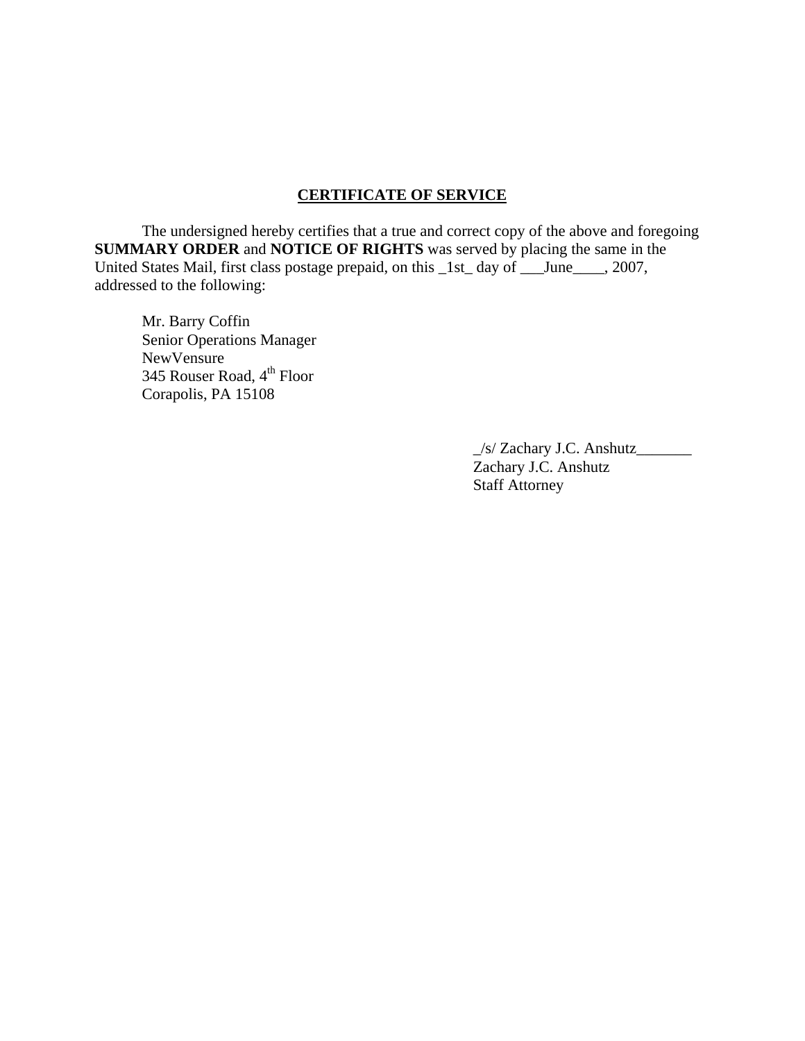## CERTIFICATE OF SERVICE

The undersigned hereby certifies that a true and correct copy of the above and foregoing **SUMMARY ORDER** and **NOTICE OF RIGHTS** was served by placing the same in the United States Mail, first class postage prepaid, on this _1st_ day of ___June____, 2007, addressed to the following:

Mr. Barry Coffin
Senior Operations Manager
NewVensure
345 Rouser Road, 4th Floor
Corapolis, PA 15108

_/s/ Zachary J.C. Anshutz_______
Zachary J.C. Anshutz
Staff Attorney